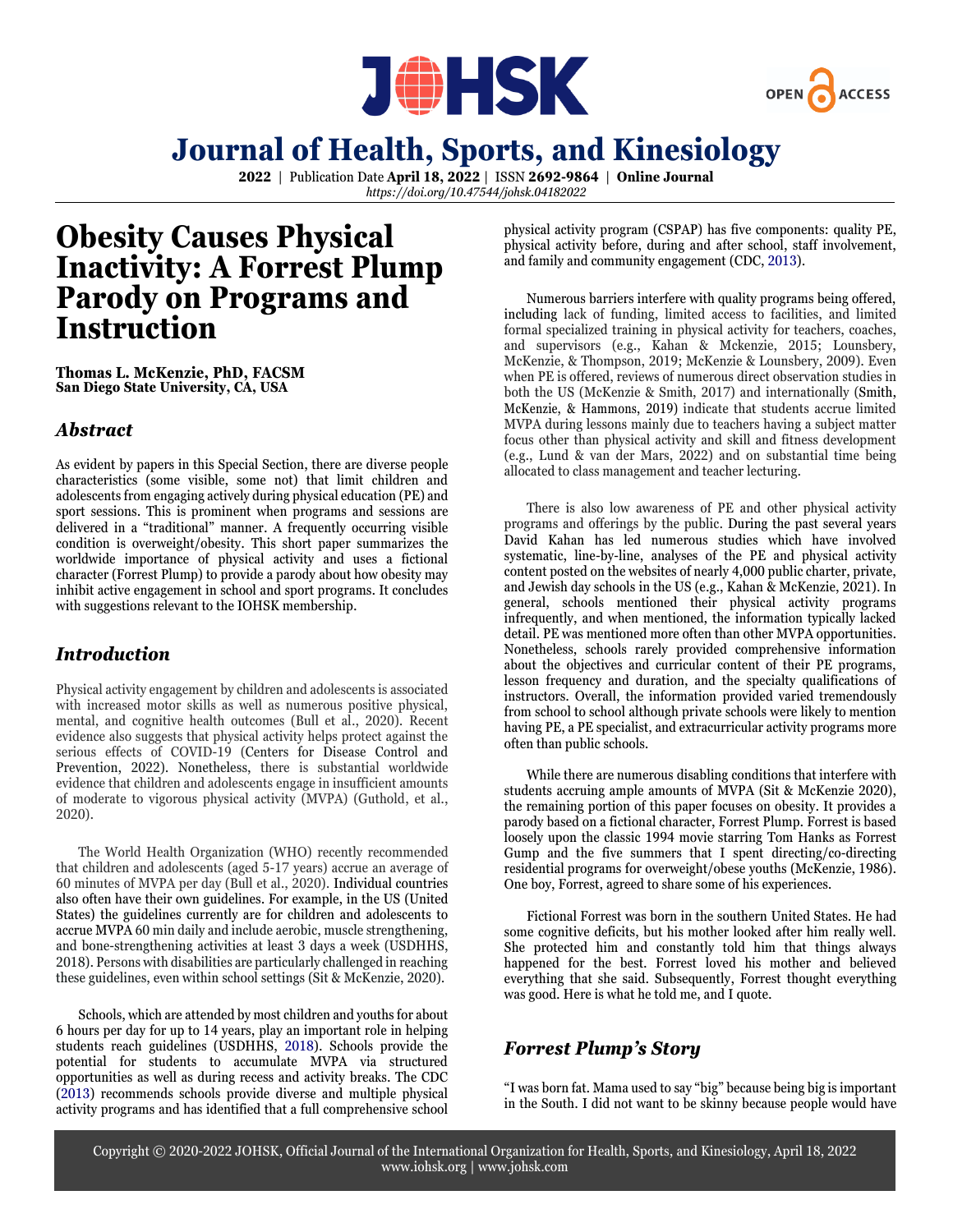# Journal of Health, Sports, and Kinesiology

**2022** | Publication Date **April 18, 2022** | ISSN **2692-9864** | **Online Journal**
*https://doi.org/10.47544/johsk.04182022*

# Obesity Causes Physical Inactivity: A Forrest Plump Parody on Programs and Instruction

**Thomas L. McKenzie, PhD, FACSM**
**San Diego State University, CA, USA**

## *Abstract*

As evident by papers in this Special Section, there are diverse people characteristics (some visible, some not) that limit children and adolescents from engaging actively during physical education (PE) and sport sessions. This is prominent when programs and sessions are delivered in a "traditional" manner. A frequently occurring visible condition is overweight/obesity. This short paper summarizes the worldwide importance of physical activity and uses a fictional character (Forrest Plump) to provide a parody about how obesity may inhibit active engagement in school and sport programs. It concludes with suggestions relevant to the IOHSK membership.

## *Introduction*

Physical activity engagement by children and adolescents is associated with increased motor skills as well as numerous positive physical, mental, and cognitive health outcomes (Bull et al., 2020). Recent evidence also suggests that physical activity helps protect against the serious effects of COVID-19 (Centers for Disease Control and Prevention, 2022). Nonetheless, there is substantial worldwide evidence that children and adolescents engage in insufficient amounts of moderate to vigorous physical activity (MVPA) (Guthold, et al., 2020).

The World Health Organization (WHO) recently recommended that children and adolescents (aged 5-17 years) accrue an average of 60 minutes of MVPA per day (Bull et al., 2020). Individual countries also often have their own guidelines. For example, in the US (United States) the guidelines currently are for children and adolescents to accrue MVPA 60 min daily and include aerobic, muscle strengthening, and bone-strengthening activities at least 3 days a week (USDHHS, 2018). Persons with disabilities are particularly challenged in reaching these guidelines, even within school settings (Sit & McKenzie, 2020).

Schools, which are attended by most children and youths for about 6 hours per day for up to 14 years, play an important role in helping students reach guidelines (USDHHS, 2018). Schools provide the potential for students to accumulate MVPA via structured opportunities as well as during recess and activity breaks. The CDC (2013) recommends schools provide diverse and multiple physical activity programs and has identified that a full comprehensive school physical activity program (CSPAP) has five components: quality PE, physical activity before, during and after school, staff involvement, and family and community engagement (CDC, 2013).

Numerous barriers interfere with quality programs being offered, including lack of funding, limited access to facilities, and limited formal specialized training in physical activity for teachers, coaches, and supervisors (e.g., Kahan & Mckenzie, 2015; Lounsbery, McKenzie, & Thompson, 2019; McKenzie & Lounsbery, 2009). Even when PE is offered, reviews of numerous direct observation studies in both the US (McKenzie & Smith, 2017) and internationally (Smith, McKenzie, & Hammons, 2019) indicate that students accrue limited MVPA during lessons mainly due to teachers having a subject matter focus other than physical activity and skill and fitness development (e.g., Lund & van der Mars, 2022) and on substantial time being allocated to class management and teacher lecturing.

There is also low awareness of PE and other physical activity programs and offerings by the public. During the past several years David Kahan has led numerous studies which have involved systematic, line-by-line, analyses of the PE and physical activity content posted on the websites of nearly 4,000 public charter, private, and Jewish day schools in the US (e.g., Kahan & McKenzie, 2021). In general, schools mentioned their physical activity programs infrequently, and when mentioned, the information typically lacked detail. PE was mentioned more often than other MVPA opportunities. Nonetheless, schools rarely provided comprehensive information about the objectives and curricular content of their PE programs, lesson frequency and duration, and the specialty qualifications of instructors. Overall, the information provided varied tremendously from school to school although private schools were likely to mention having PE, a PE specialist, and extracurricular activity programs more often than public schools.

While there are numerous disabling conditions that interfere with students accruing ample amounts of MVPA (Sit & McKenzie 2020), the remaining portion of this paper focuses on obesity. It provides a parody based on a fictional character, Forrest Plump. Forrest is based loosely upon the classic 1994 movie starring Tom Hanks as Forrest Gump and the five summers that I spent directing/co-directing residential programs for overweight/obese youths (McKenzie, 1986). One boy, Forrest, agreed to share some of his experiences.

Fictional Forrest was born in the southern United States. He had some cognitive deficits, but his mother looked after him really well. She protected him and constantly told him that things always happened for the best. Forrest loved his mother and believed everything that she said. Subsequently, Forrest thought everything was good. Here is what he told me, and I quote.

## *Forrest Plump's Story*

"I was born fat. Mama used to say "big" because being big is important in the South. I did not want to be skinny because people would have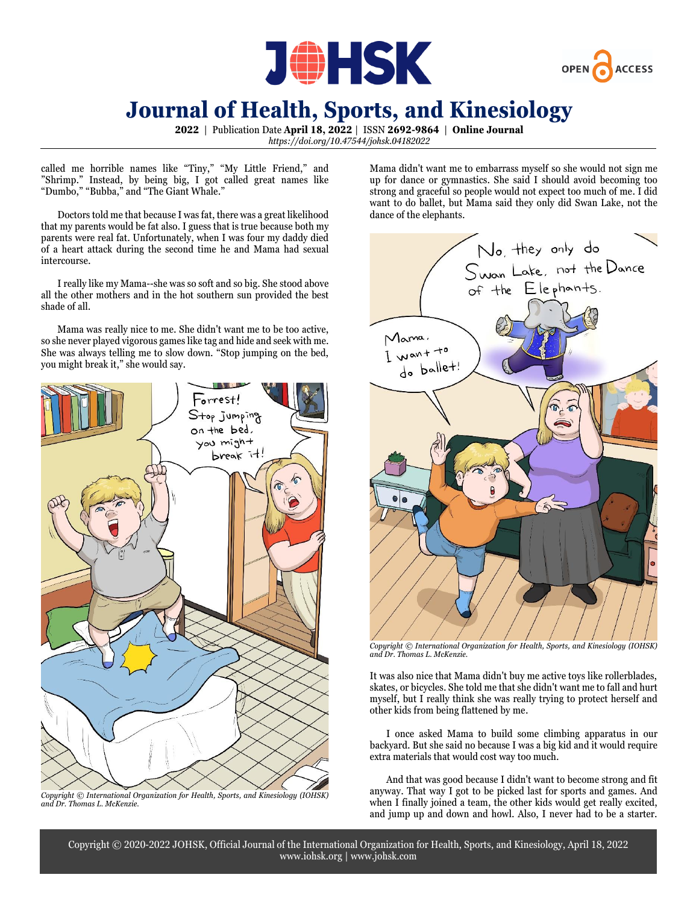called me horrible names like "Tiny," "My Little Friend," and "Shrimp." Instead, by being big, I got called great names like "Dumbo," "Bubba," and "The Giant Whale."

Doctors told me that because I was fat, there was a great likelihood that my parents would be fat also. I guess that is true because both my parents were real fat. Unfortunately, when I was four my daddy died of a heart attack during the second time he and Mama had sexual intercourse.

I really like my Mama--she was so soft and so big. She stood above all the other mothers and in the hot southern sun provided the best shade of all.

Mama was really nice to me. She didn't want me to be too active, so she never played vigorous games like tag and hide and seek with me. She was always telling me to slow down. "Stop jumping on the bed, you might break it," she would say.

*Copyright © International Organization for Health, Sports, and Kinesiology (IOHSK) and Dr. Thomas L. McKenzie.*

Mama didn't want me to embarrass myself so she would not sign me up for dance or gymnastics. She said I should avoid becoming too strong and graceful so people would not expect too much of me. I did want to do ballet, but Mama said they only did Swan Lake, not the dance of the elephants.

*Copyright © International Organization for Health, Sports, and Kinesiology (IOHSK) and Dr. Thomas L. McKenzie.*

It was also nice that Mama didn't buy me active toys like rollerblades, skates, or bicycles. She told me that she didn't want me to fall and hurt myself, but I really think she was really trying to protect herself and other kids from being flattened by me.

I once asked Mama to build some climbing apparatus in our backyard. But she said no because I was a big kid and it would require extra materials that would cost way too much.

And that was good because I didn't want to become strong and fit anyway. That way I got to be picked last for sports and games. And when I finally joined a team, the other kids would get really excited, and jump up and down and howl. Also, I never had to be a starter.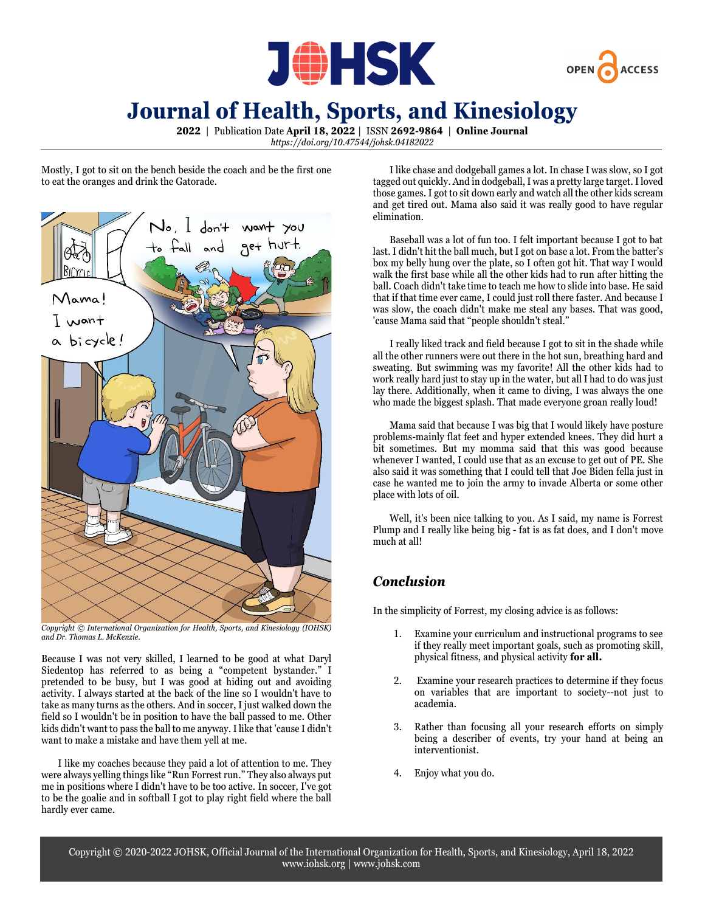Mostly, I got to sit on the bench beside the coach and be the first one to eat the oranges and drink the Gatorade.

*Copyright © International Organization for Health, Sports, and Kinesiology (IOHSK) and Dr. Thomas L. McKenzie.*

Because I was not very skilled, I learned to be good at what Daryl Siedentop has referred to as being a "competent bystander." I pretended to be busy, but I was good at hiding out and avoiding activity. I always started at the back of the line so I wouldn't have to take as many turns as the others. And in soccer, I just walked down the field so I wouldn't be in position to have the ball passed to me. Other kids didn't want to pass the ball to me anyway. I like that 'cause I didn't want to make a mistake and have them yell at me.

I like my coaches because they paid a lot of attention to me. They were always yelling things like "Run Forrest run." They also always put me in positions where I didn't have to be too active. In soccer, I've got to be the goalie and in softball I got to play right field where the ball hardly ever came.

I like chase and dodgeball games a lot. In chase I was slow, so I got tagged out quickly. And in dodgeball, I was a pretty large target. I loved those games. I got to sit down early and watch all the other kids scream and get tired out. Mama also said it was really good to have regular elimination.

Baseball was a lot of fun too. I felt important because I got to bat last. I didn't hit the ball much, but I got on base a lot. From the batter's box my belly hung over the plate, so I often got hit. That way I would walk the first base while all the other kids had to run after hitting the ball. Coach didn't take time to teach me how to slide into base. He said that if that time ever came, I could just roll there faster. And because I was slow, the coach didn't make me steal any bases. That was good, 'cause Mama said that "people shouldn't steal."

I really liked track and field because I got to sit in the shade while all the other runners were out there in the hot sun, breathing hard and sweating. But swimming was my favorite! All the other kids had to work really hard just to stay up in the water, but all I had to do was just lay there. Additionally, when it came to diving, I was always the one who made the biggest splash. That made everyone groan really loud!

Mama said that because I was big that I would likely have posture problems-mainly flat feet and hyper extended knees. They did hurt a bit sometimes. But my momma said that this was good because whenever I wanted, I could use that as an excuse to get out of PE. She also said it was something that I could tell that Joe Biden fella just in case he wanted me to join the army to invade Alberta or some other place with lots of oil.

Well, it's been nice talking to you. As I said, my name is Forrest Plump and I really like being big - fat is as fat does, and I don't move much at all!

## *Conclusion*

In the simplicity of Forrest, my closing advice is as follows:

1. Examine your curriculum and instructional programs to see if they really meet important goals, such as promoting skill, physical fitness, and physical activity **for all.**
2. Examine your research practices to determine if they focus on variables that are important to society--not just to academia.
3. Rather than focusing all your research efforts on simply being a describer of events, try your hand at being an interventionist.
4. Enjoy what you do.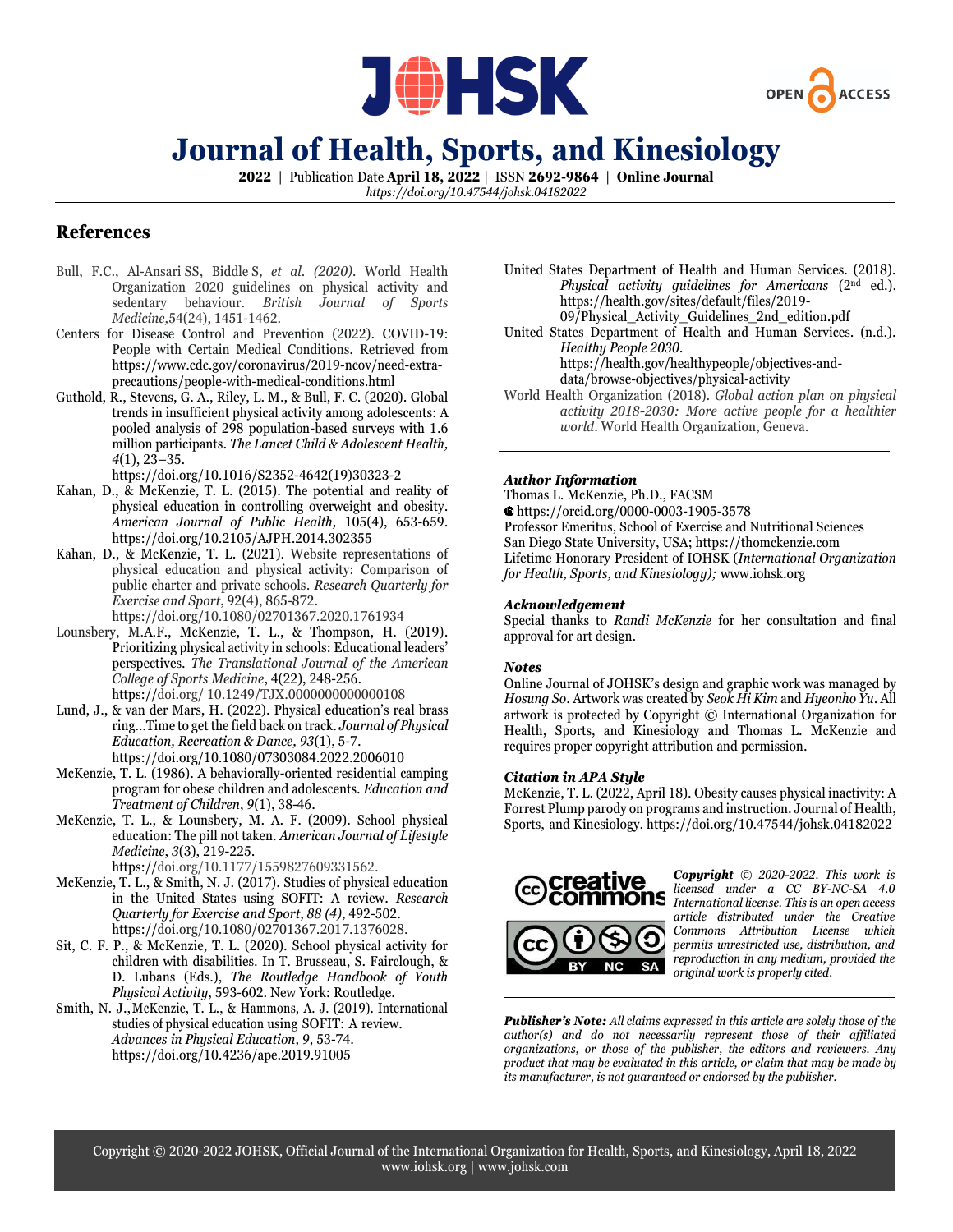## References

Bull, F.C., Al-Ansari SS, Biddle S, *et al. (2020).* World Health Organization 2020 guidelines on physical activity and sedentary behaviour. *British Journal of Sports Medicine,*54(24), 1451-1462.

Centers for Disease Control and Prevention (2022). COVID-19: People with Certain Medical Conditions. Retrieved from https://www.cdc.gov/coronavirus/2019-ncov/need-extra-precautions/people-with-medical-conditions.html

Guthold, R., Stevens, G. A., Riley, L. M., & Bull, F. C. (2020). Global trends in insufficient physical activity among adolescents: A pooled analysis of 298 population-based surveys with 1.6 million participants. *The Lancet Child & Adolescent Health, 4*(1), 23–35. https://doi.org/10.1016/S2352-4642(19)30323-2

Kahan, D., & McKenzie, T. L. (2015). The potential and reality of physical education in controlling overweight and obesity. *American Journal of Public Health,* 105(4), 653-659. https://doi.org/10.2105/AJPH.2014.302355

Kahan, D., & McKenzie, T. L. (2021). Website representations of physical education and physical activity: Comparison of public charter and private schools. *Research Quarterly for Exercise and Sport*, 92(4), 865-872. https://doi.org/10.1080/02701367.2020.1761934

Lounsbery, M.A.F., McKenzie, T. L., & Thompson, H. (2019). Prioritizing physical activity in schools: Educational leaders' perspectives. *The Translational Journal of the American College of Sports Medicine*, 4(22), 248-256. https://doi.org/ 10.1249/TJX.0000000000000108

Lund, J., & van der Mars, H. (2022). Physical education's real brass ring…Time to get the field back on track. *Journal of Physical Education, Recreation & Dance, 93*(1), 5-7. https://doi.org/10.1080/07303084.2022.2006010

McKenzie, T. L. (1986). A behaviorally-oriented residential camping program for obese children and adolescents. *Education and Treatment of Children*, *9*(1), 38-46.

McKenzie, T. L., & Lounsbery, M. A. F. (2009). School physical education: The pill not taken. *American Journal of Lifestyle Medicine*, *3*(3), 219-225. https://doi.org/10.1177/1559827609331562.

McKenzie, T. L., & Smith, N. J. (2017). Studies of physical education in the United States using SOFIT: A review. *Research Quarterly for Exercise and Sport*, *88 (4)*, 492-502. https://doi.org/10.1080/02701367.2017.1376028.

Sit, C. F. P., & McKenzie, T. L. (2020). School physical activity for children with disabilities. In T. Brusseau, S. Fairclough, & D. Lubans (Eds.), *The Routledge Handbook of Youth Physical Activity*, 593-602. New York: Routledge.

Smith, N. J., McKenzie, T. L., & Hammons, A. J. (2019). International studies of physical education using SOFIT: A review. *Advances in Physical Education, 9,* 53-74. https://doi.org/10.4236/ape.2019.91005

United States Department of Health and Human Services. (2018). *Physical activity guidelines for Americans* (2nd ed.). https://health.gov/sites/default/files/2019-09/Physical_Activity_Guidelines_2nd_edition.pdf

United States Department of Health and Human Services. (n.d.). *Healthy People 2030.* https://health.gov/healthypeople/objectives-and-data/browse-objectives/physical-activity

World Health Organization (2018). *Global action plan on physical activity 2018-2030: More active people for a healthier world*. World Health Organization, Geneva.

***Author Information***

Thomas L. McKenzie, Ph.D., FACSM
https://orcid.org/0000-0003-1905-3578
Professor Emeritus, School of Exercise and Nutritional Sciences
San Diego State University, USA; https://thomckenzie.com
Lifetime Honorary President of IOHSK (*International Organization for Health, Sports, and Kinesiology);* www.iohsk.org

***Acknowledgement***

Special thanks to *Randi McKenzie* for her consultation and final approval for art design.

***Notes***

Online Journal of JOHSK's design and graphic work was managed by *Hosung So*. Artwork was created by *Seok Hi Kim* and *Hyeonho Yu*. All artwork is protected by Copyright © International Organization for Health, Sports, and Kinesiology and Thomas L. McKenzie and requires proper copyright attribution and permission.

***Citation in APA Style***

McKenzie, T. L. (2022, April 18). Obesity causes physical inactivity: A Forrest Plump parody on programs and instruction. Journal of Health, Sports, and Kinesiology. https://doi.org/10.47544/johsk.04182022

***Copyright** © 2020-2022. This work is licensed under a CC BY-NC-SA 4.0 International license. This is an open access article distributed under the Creative Commons Attribution License which permits unrestricted use, distribution, and reproduction in any medium, provided the original work is properly cited.*

***Publisher's Note:** All claims expressed in this article are solely those of the author(s) and do not necessarily represent those of their affiliated organizations, or those of the publisher, the editors and reviewers. Any product that may be evaluated in this article, or claim that may be made by its manufacturer, is not guaranteed or endorsed by the publisher.*